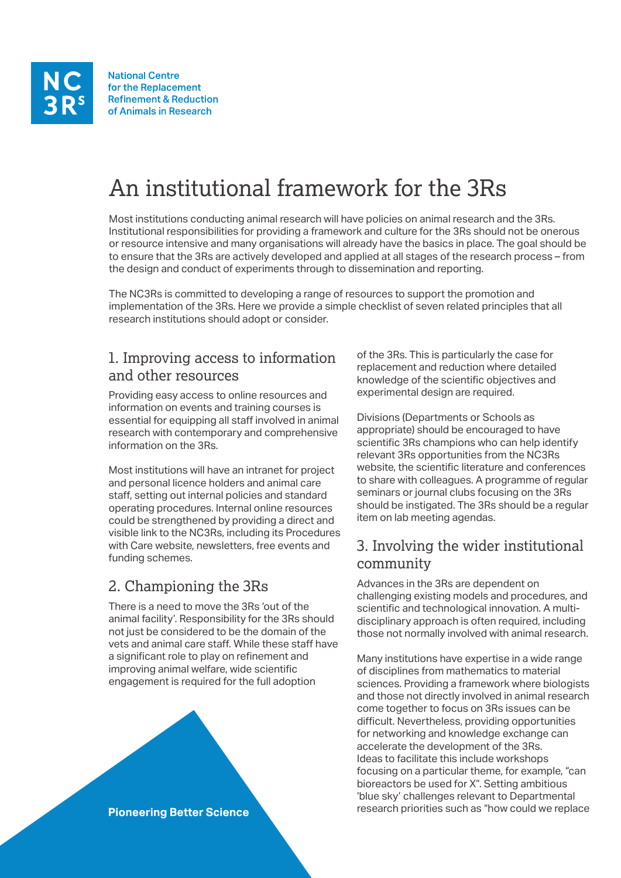National Centre for the Replacement Refinement & Reduction of Animals in Research

# An institutional framework for the 3Rs

Most institutions conducting animal research will have policies on animal research and the 3Rs. Institutional responsibilities for providing a framework and culture for the 3Rs should not be onerous or resource intensive and many organisations will already have the basics in place. The goal should be to ensure that the 3Rs are actively developed and applied at all stages of the research process – from the design and conduct of experiments through to dissemination and reporting.

The NC3Rs is committed to developing a range of resources to support the promotion and implementation of the 3Rs. Here we provide a simple checklist of seven related principles that all research institutions should adopt or consider.

## 1. Improving access to information and other resources

Providing easy access to online resources and information on events and training courses is essential for equipping all staff involved in animal research with contemporary and comprehensive information on the 3Rs.

Most institutions will have an intranet for project and personal licence holders and animal care staff, setting out internal policies and standard operating procedures. Internal online resources could be strengthened by providing a direct and visible link to the NC3Rs, including its Procedures with Care website, newsletters, free events and funding schemes.

## 2. Championing the 3Rs

There is a need to move the 3Rs 'out of the animal facility'. Responsibility for the 3Rs should not just be considered to be the domain of the vets and animal care staff. While these staff have a significant role to play on refinement and improving animal welfare, wide scientific engagement is required for the full adoption of the 3Rs. This is particularly the case for replacement and reduction where detailed knowledge of the scientific objectives and experimental design are required.

Divisions (Departments or Schools as appropriate) should be encouraged to have scientific 3Rs champions who can help identify relevant 3Rs opportunities from the NC3Rs website, the scientific literature and conferences to share with colleagues. A programme of regular seminars or journal clubs focusing on the 3Rs should be instigated. The 3Rs should be a regular item on lab meeting agendas.

## 3. Involving the wider institutional community

Advances in the 3Rs are dependent on challenging existing models and procedures, and scientific and technological innovation. A multi-disciplinary approach is often required, including those not normally involved with animal research.

Many institutions have expertise in a wide range of disciplines from mathematics to material sciences. Providing a framework where biologists and those not directly involved in animal research come together to focus on 3Rs issues can be difficult. Nevertheless, providing opportunities for networking and knowledge exchange can accelerate the development of the 3Rs. Ideas to facilitate this include workshops focusing on a particular theme, for example, "can bioreactors be used for X". Setting ambitious 'blue sky' challenges relevant to Departmental research priorities such as "how could we replace

**Pioneering Better Science**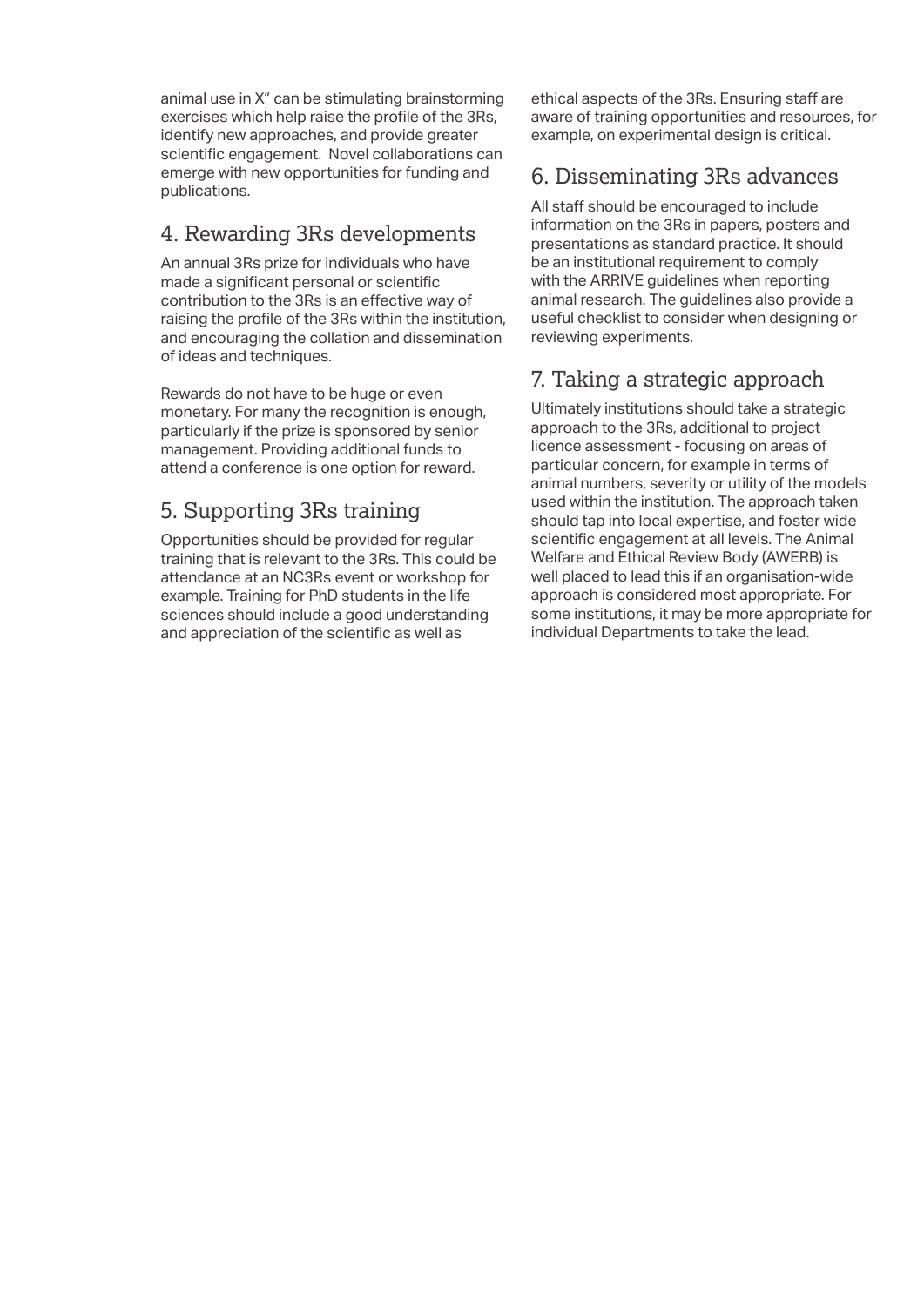animal use in X" can be stimulating brainstorming exercises which help raise the profile of the 3Rs, identify new approaches, and provide greater scientific engagement. Novel collaborations can emerge with new opportunities for funding and publications.

## 4. Rewarding 3Rs developments

An annual 3Rs prize for individuals who have made a significant personal or scientific contribution to the 3Rs is an effective way of raising the profile of the 3Rs within the institution, and encouraging the collation and dissemination of ideas and techniques.

Rewards do not have to be huge or even monetary. For many the recognition is enough, particularly if the prize is sponsored by senior management. Providing additional funds to attend a conference is one option for reward.

## 5. Supporting 3Rs training

Opportunities should be provided for regular training that is relevant to the 3Rs. This could be attendance at an NC3Rs event or workshop for example. Training for PhD students in the life sciences should include a good understanding and appreciation of the scientific as well as ethical aspects of the 3Rs. Ensuring staff are aware of training opportunities and resources, for example, on experimental design is critical.

## 6. Disseminating 3Rs advances

All staff should be encouraged to include information on the 3Rs in papers, posters and presentations as standard practice. It should be an institutional requirement to comply with the ARRIVE guidelines when reporting animal research. The guidelines also provide a useful checklist to consider when designing or reviewing experiments.

## 7. Taking a strategic approach

Ultimately institutions should take a strategic approach to the 3Rs, additional to project licence assessment - focusing on areas of particular concern, for example in terms of animal numbers, severity or utility of the models used within the institution. The approach taken should tap into local expertise, and foster wide scientific engagement at all levels. The Animal Welfare and Ethical Review Body (AWERB) is well placed to lead this if an organisation-wide approach is considered most appropriate. For some institutions, it may be more appropriate for individual Departments to take the lead.